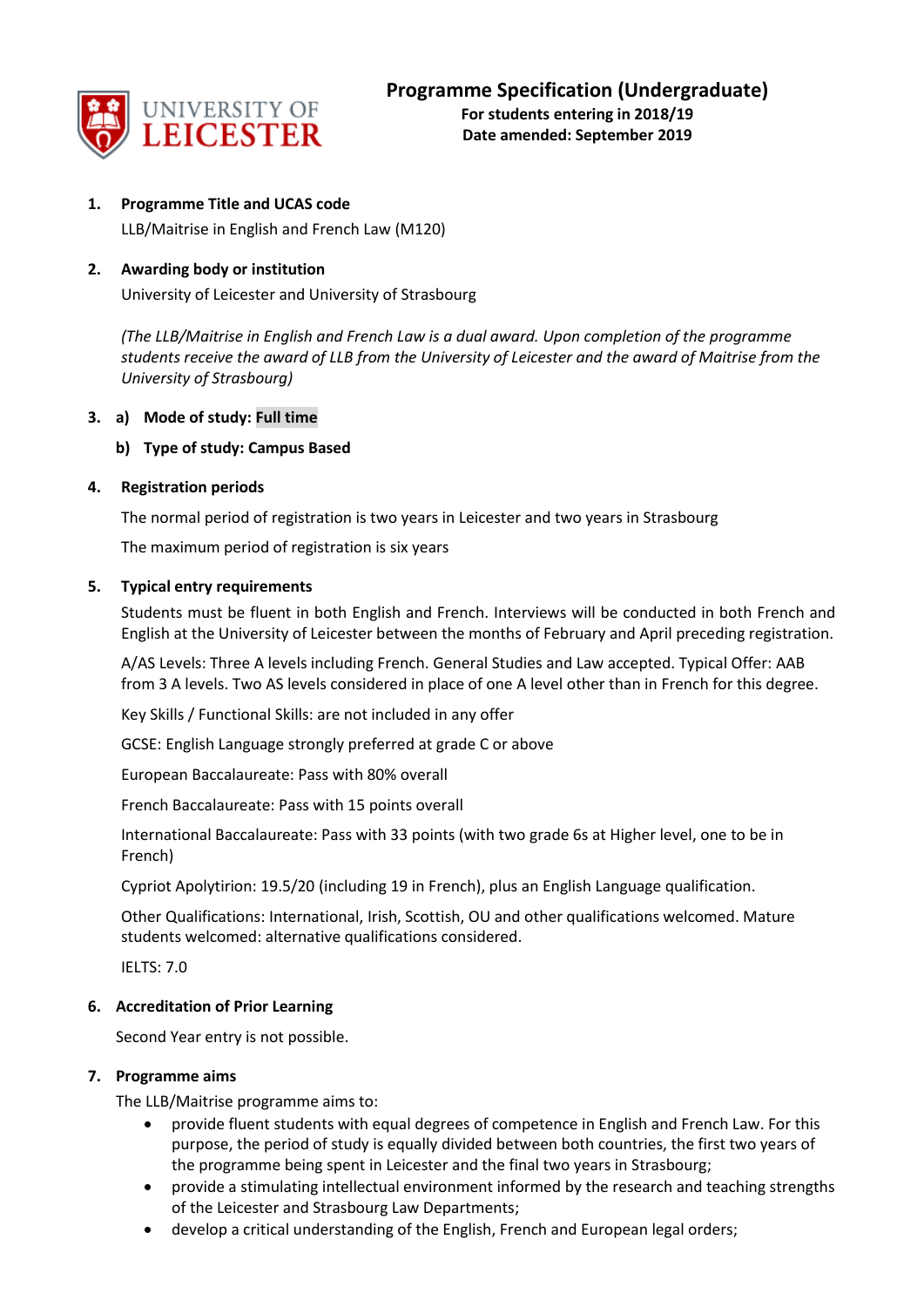# Programme Specification (Undergraduate)

**For students entering in 2018/19**
**Date amended: September 2019**

1. **Programme Title and UCAS code**

   LLB/Maitrise in English and French Law (M120)

2. **Awarding body or institution**

   University of Leicester and University of Strasbourg

   *(The LLB/Maitrise in English and French Law is a dual award. Upon completion of the programme students receive the award of LLB from the University of Leicester and the award of Maitrise from the University of Strasbourg)*

3. a) **Mode of study: Full time**

   b) **Type of study: Campus Based**

4. **Registration periods**

   The normal period of registration is two years in Leicester and two years in Strasbourg

   The maximum period of registration is six years

5. **Typical entry requirements**

   Students must be fluent in both English and French. Interviews will be conducted in both French and English at the University of Leicester between the months of February and April preceding registration.

   A/AS Levels: Three A levels including French. General Studies and Law accepted. Typical Offer: AAB from 3 A levels. Two AS levels considered in place of one A level other than in French for this degree.

   Key Skills / Functional Skills: are not included in any offer

   GCSE: English Language strongly preferred at grade C or above

   European Baccalaureate: Pass with 80% overall

   French Baccalaureate: Pass with 15 points overall

   International Baccalaureate: Pass with 33 points (with two grade 6s at Higher level, one to be in French)

   Cypriot Apolytirion: 19.5/20 (including 19 in French), plus an English Language qualification.

   Other Qualifications: International, Irish, Scottish, OU and other qualifications welcomed. Mature students welcomed: alternative qualifications considered.

   IELTS: 7.0

6. **Accreditation of Prior Learning**

   Second Year entry is not possible.

7. **Programme aims**

   The LLB/Maitrise programme aims to:

   - provide fluent students with equal degrees of competence in English and French Law. For this purpose, the period of study is equally divided between both countries, the first two years of the programme being spent in Leicester and the final two years in Strasbourg;
   - provide a stimulating intellectual environment informed by the research and teaching strengths of the Leicester and Strasbourg Law Departments;
   - develop a critical understanding of the English, French and European legal orders;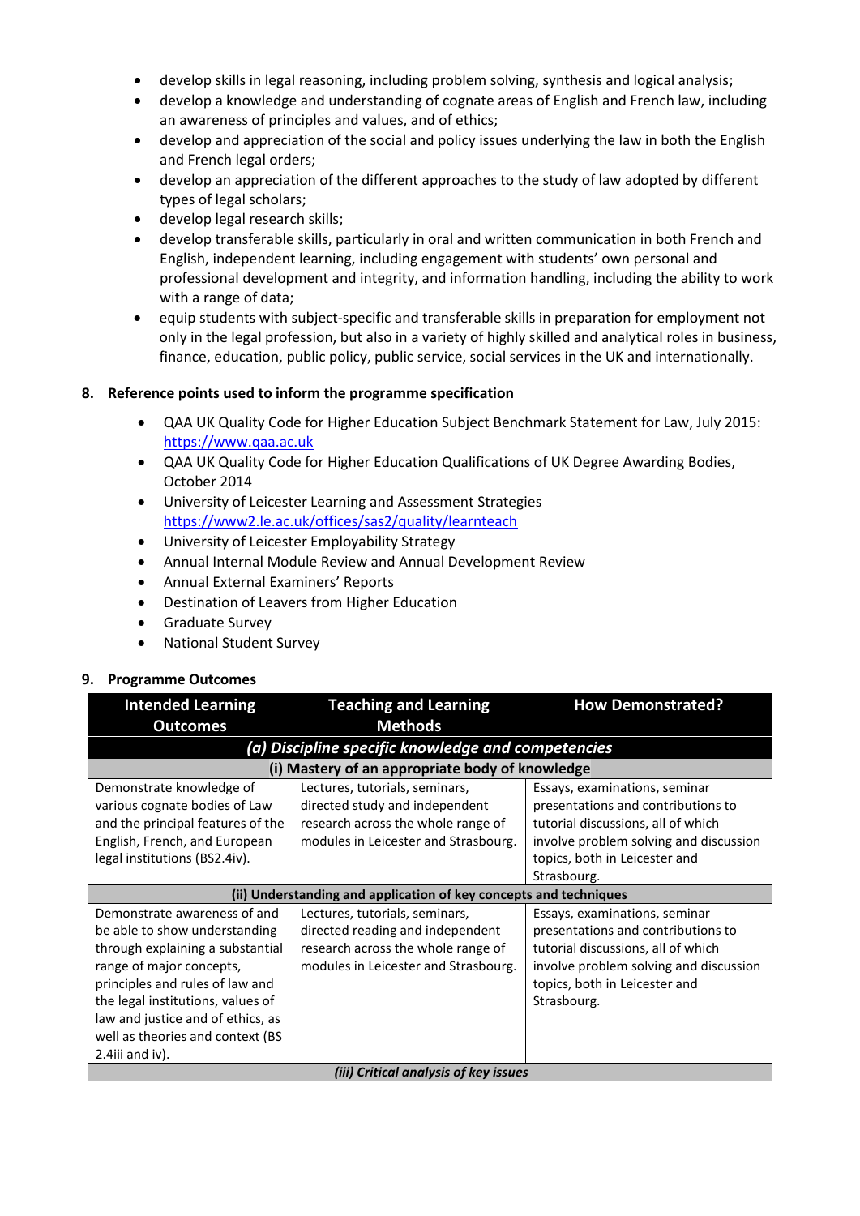- develop skills in legal reasoning, including problem solving, synthesis and logical analysis;
- develop a knowledge and understanding of cognate areas of English and French law, including an awareness of principles and values, and of ethics;
- develop and appreciation of the social and policy issues underlying the law in both the English and French legal orders;
- develop an appreciation of the different approaches to the study of law adopted by different types of legal scholars;
- develop legal research skills;
- develop transferable skills, particularly in oral and written communication in both French and English, independent learning, including engagement with students' own personal and professional development and integrity, and information handling, including the ability to work with a range of data;
- equip students with subject-specific and transferable skills in preparation for employment not only in the legal profession, but also in a variety of highly skilled and analytical roles in business, finance, education, public policy, public service, social services in the UK and internationally.

## 8. Reference points used to inform the programme specification

- QAA UK Quality Code for Higher Education Subject Benchmark Statement for Law, July 2015: https://www.qaa.ac.uk
- QAA UK Quality Code for Higher Education Qualifications of UK Degree Awarding Bodies, October 2014
- University of Leicester Learning and Assessment Strategies https://www2.le.ac.uk/offices/sas2/quality/learnteach
- University of Leicester Employability Strategy
- Annual Internal Module Review and Annual Development Review
- Annual External Examiners' Reports
- Destination of Leavers from Higher Education
- Graduate Survey
- National Student Survey

## 9. Programme Outcomes

| Intended Learning Outcomes | Teaching and Learning Methods | How Demonstrated? |
|---|---|---|
| ***(a) Discipline specific knowledge and competencies*** | | |
| **(i) Mastery of an appropriate body of knowledge** | | |
| Demonstrate knowledge of various cognate bodies of Law and the principal features of the English, French, and European legal institutions (BS2.4iv). | Lectures, tutorials, seminars, directed study and independent research across the whole range of modules in Leicester and Strasbourg. | Essays, examinations, seminar presentations and contributions to tutorial discussions, all of which involve problem solving and discussion topics, both in Leicester and Strasbourg. |
| **(ii) Understanding and application of key concepts and techniques** | | |
| Demonstrate awareness of and be able to show understanding through explaining a substantial range of major concepts, principles and rules of law and the legal institutions, values of law and justice and of ethics, as well as theories and context (BS 2.4iii and iv). | Lectures, tutorials, seminars, directed reading and independent research across the whole range of modules in Leicester and Strasbourg. | Essays, examinations, seminar presentations and contributions to tutorial discussions, all of which involve problem solving and discussion topics, both in Leicester and Strasbourg. |
| ***(iii) Critical analysis of key issues*** | | |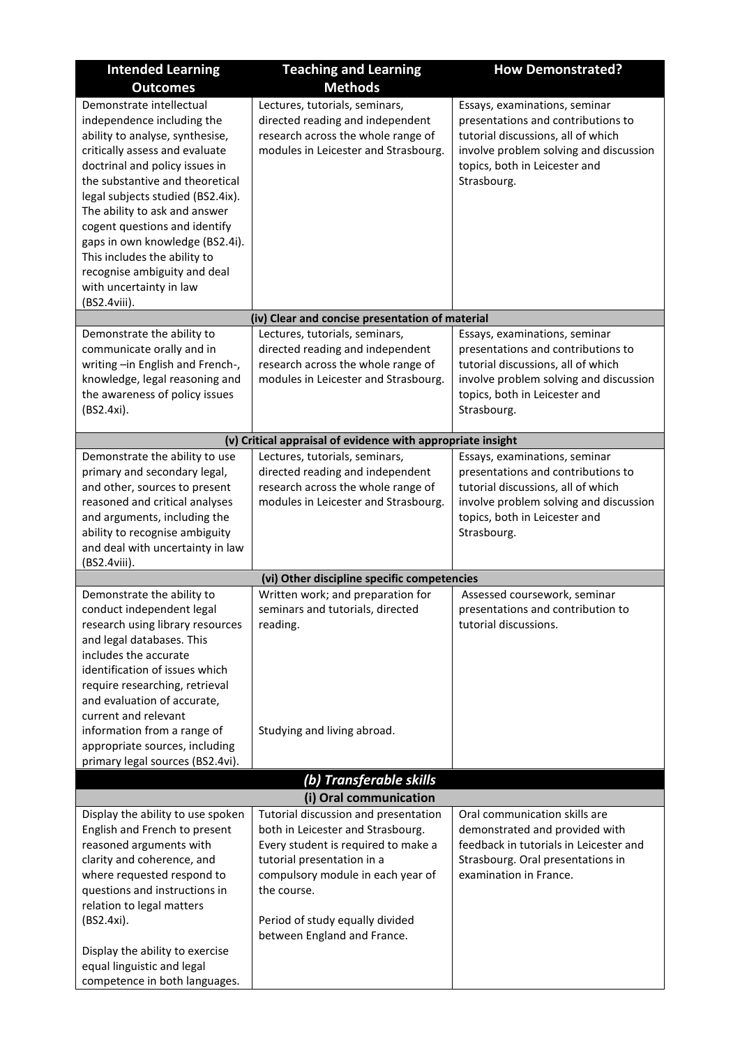| Intended Learning Outcomes | Teaching and Learning Methods | How Demonstrated? |
|---|---|---|
| Demonstrate intellectual independence including the ability to analyse, synthesise, critically assess and evaluate doctrinal and policy issues in the substantive and theoretical legal subjects studied (BS2.4ix). The ability to ask and answer cogent questions and identify gaps in own knowledge (BS2.4i). This includes the ability to recognise ambiguity and deal with uncertainty in law (BS2.4viii). | Lectures, tutorials, seminars, directed reading and independent research across the whole range of modules in Leicester and Strasbourg. | Essays, examinations, seminar presentations and contributions to tutorial discussions, all of which involve problem solving and discussion topics, both in Leicester and Strasbourg. |
| **(iv) Clear and concise presentation of material** | | |
| Demonstrate the ability to communicate orally and in writing –in English and French-, knowledge, legal reasoning and the awareness of policy issues (BS2.4xi). | Lectures, tutorials, seminars, directed reading and independent research across the whole range of modules in Leicester and Strasbourg. | Essays, examinations, seminar presentations and contributions to tutorial discussions, all of which involve problem solving and discussion topics, both in Leicester and Strasbourg. |
| **(v) Critical appraisal of evidence with appropriate insight** | | |
| Demonstrate the ability to use primary and secondary legal, and other, sources to present reasoned and critical analyses and arguments, including the ability to recognise ambiguity and deal with uncertainty in law (BS2.4viii). | Lectures, tutorials, seminars, directed reading and independent research across the whole range of modules in Leicester and Strasbourg. | Essays, examinations, seminar presentations and contributions to tutorial discussions, all of which involve problem solving and discussion topics, both in Leicester and Strasbourg. |
| **(vi) Other discipline specific competencies** | | |
| Demonstrate the ability to conduct independent legal research using library resources and legal databases. This includes the accurate identification of issues which require researching, retrieval and evaluation of accurate, current and relevant information from a range of appropriate sources, including primary legal sources (BS2.4vi). | Written work; and preparation for seminars and tutorials, directed reading.<br><br>Studying and living abroad. | Assessed coursework, seminar presentations and contribution to tutorial discussions. |
| ***(b) Transferable skills*** | | |
| **(i) Oral communication** | | |
| Display the ability to use spoken English and French to present reasoned arguments with clarity and coherence, and where requested respond to questions and instructions in relation to legal matters (BS2.4xi).<br><br>Display the ability to exercise equal linguistic and legal competence in both languages. | Tutorial discussion and presentation both in Leicester and Strasbourg. Every student is required to make a tutorial presentation in a compulsory module in each year of the course.<br><br>Period of study equally divided between England and France. | Oral communication skills are demonstrated and provided with feedback in tutorials in Leicester and Strasbourg. Oral presentations in examination in France. |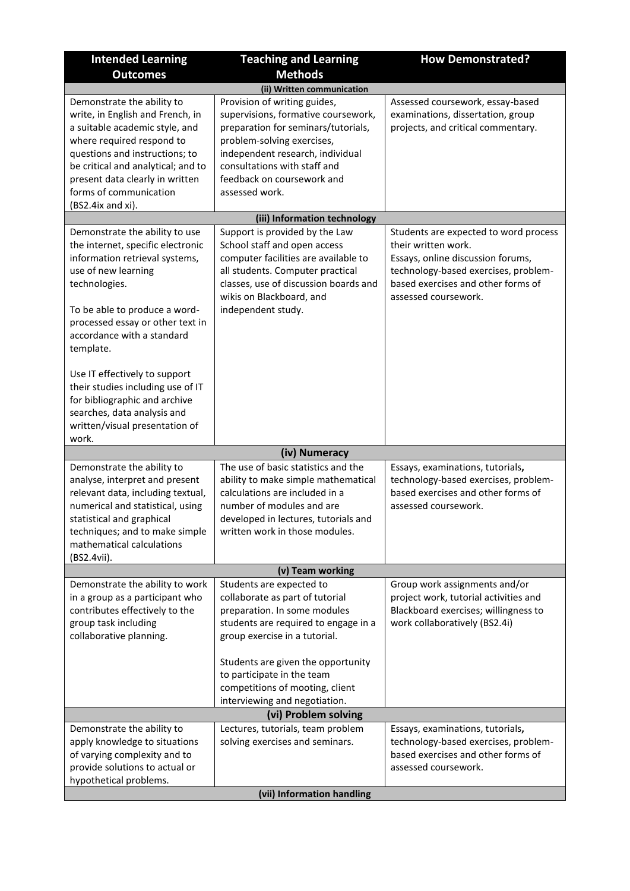| Intended Learning Outcomes | Teaching and Learning Methods | How Demonstrated? |
|---|---|---|
| **(ii) Written communication** | | |
| Demonstrate the ability to write, in English and French, in a suitable academic style, and where required respond to questions and instructions; to be critical and analytical; and to present data clearly in written forms of communication (BS2.4ix and xi). | Provision of writing guides, supervisions, formative coursework, preparation for seminars/tutorials, problem-solving exercises, independent research, individual consultations with staff and feedback on coursework and assessed work. | Assessed coursework, essay-based examinations, dissertation, group projects, and critical commentary. |
| **(iii) Information technology** | | |
| Demonstrate the ability to use the internet, specific electronic information retrieval systems, use of new learning technologies.<br><br>To be able to produce a word-processed essay or other text in accordance with a standard template.<br><br>Use IT effectively to support their studies including use of IT for bibliographic and archive searches, data analysis and written/visual presentation of work. | Support is provided by the Law School staff and open access computer facilities are available to all students. Computer practical classes, use of discussion boards and wikis on Blackboard, and independent study. | Students are expected to word process their written work.<br>Essays, online discussion forums, technology-based exercises, problem-based exercises and other forms of assessed coursework. |
| **(iv) Numeracy** | | |
| Demonstrate the ability to analyse, interpret and present relevant data, including textual, numerical and statistical, using statistical and graphical techniques; and to make simple mathematical calculations (BS2.4vii). | The use of basic statistics and the ability to make simple mathematical calculations are included in a number of modules and are developed in lectures, tutorials and written work in those modules. | Essays, examinations, tutorials, technology-based exercises, problem-based exercises and other forms of assessed coursework. |
| **(v) Team working** | | |
| Demonstrate the ability to work in a group as a participant who contributes effectively to the group task including collaborative planning. | Students are expected to collaborate as part of tutorial preparation. In some modules students are required to engage in a group exercise in a tutorial.<br><br>Students are given the opportunity to participate in the team competitions of mooting, client interviewing and negotiation. | Group work assignments and/or project work, tutorial activities and Blackboard exercises; willingness to work collaboratively (BS2.4i) |
| **(vi) Problem solving** | | |
| Demonstrate the ability to apply knowledge to situations of varying complexity and to provide solutions to actual or hypothetical problems. | Lectures, tutorials, team problem solving exercises and seminars. | Essays, examinations, tutorials, technology-based exercises, problem-based exercises and other forms of assessed coursework. |
| **(vii) Information handling** | | |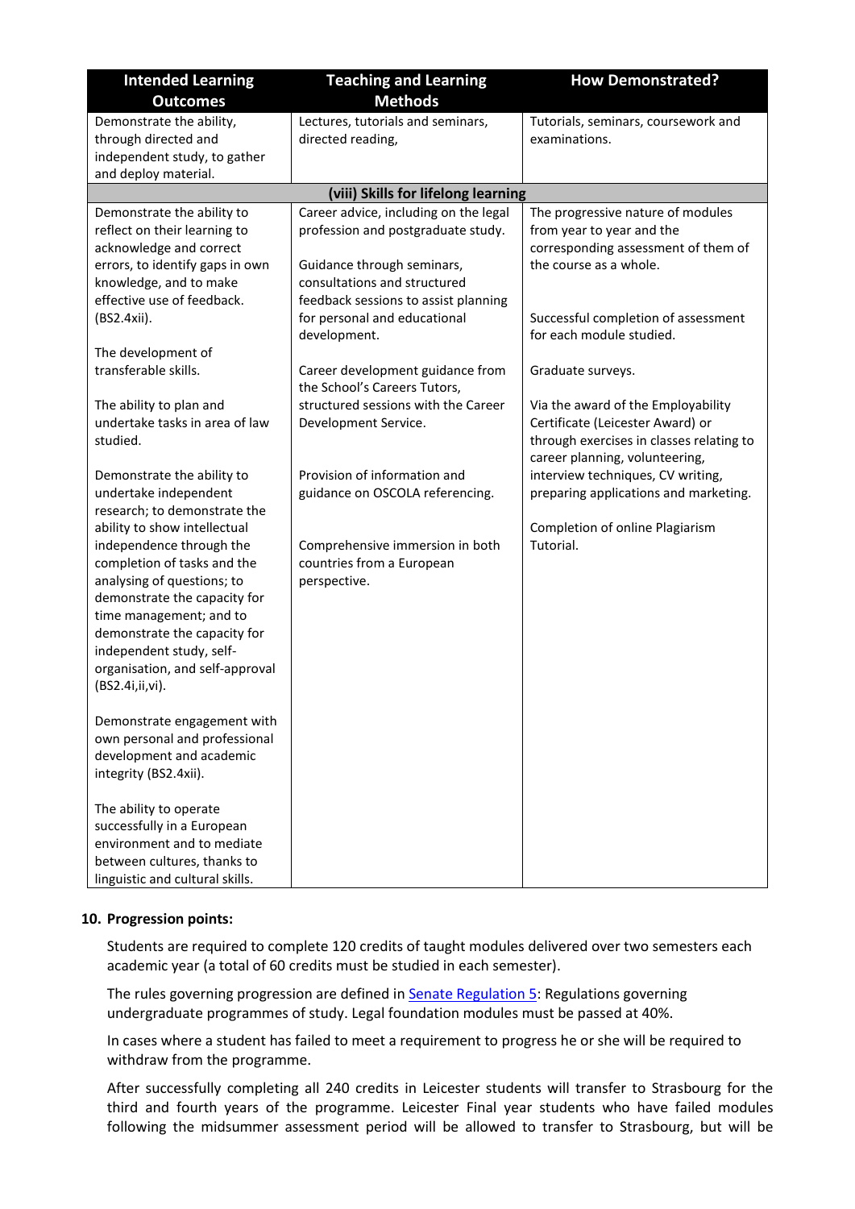| Intended Learning Outcomes | Teaching and Learning Methods | How Demonstrated? |
|---|---|---|
| Demonstrate the ability, through directed and independent study, to gather and deploy material. | Lectures, tutorials and seminars, directed reading, | Tutorials, seminars, coursework and examinations. |
| **(viii) Skills for lifelong learning** | | |
| Demonstrate the ability to reflect on their learning to acknowledge and correct errors, to identify gaps in own knowledge, and to make effective use of feedback. (BS2.4xii).<br><br>The development of transferable skills.<br><br>The ability to plan and undertake tasks in area of law studied.<br><br>Demonstrate the ability to undertake independent research; to demonstrate the ability to show intellectual independence through the completion of tasks and the analysing of questions; to demonstrate the capacity for time management; and to demonstrate the capacity for independent study, self-organisation, and self-approval (BS2.4i,ii,vi).<br><br>Demonstrate engagement with own personal and professional development and academic integrity (BS2.4xii).<br><br>The ability to operate successfully in a European environment and to mediate between cultures, thanks to linguistic and cultural skills. | Career advice, including on the legal profession and postgraduate study.<br><br>Guidance through seminars, consultations and structured feedback sessions to assist planning for personal and educational development.<br><br>Career development guidance from the School's Careers Tutors, structured sessions with the Career Development Service.<br><br>Provision of information and guidance on OSCOLA referencing.<br><br>Comprehensive immersion in both countries from a European perspective. | The progressive nature of modules from year to year and the corresponding assessment of them of the course as a whole.<br><br>Successful completion of assessment for each module studied.<br><br>Graduate surveys.<br><br>Via the award of the Employability Certificate (Leicester Award) or through exercises in classes relating to career planning, volunteering, interview techniques, CV writing, preparing applications and marketing.<br><br>Completion of online Plagiarism Tutorial. |

## 10. Progression points:

Students are required to complete 120 credits of taught modules delivered over two semesters each academic year (a total of 60 credits must be studied in each semester).

The rules governing progression are defined in Senate Regulation 5: Regulations governing undergraduate programmes of study. Legal foundation modules must be passed at 40%.

In cases where a student has failed to meet a requirement to progress he or she will be required to withdraw from the programme.

After successfully completing all 240 credits in Leicester students will transfer to Strasbourg for the third and fourth years of the programme. Leicester Final year students who have failed modules following the midsummer assessment period will be allowed to transfer to Strasbourg, but will be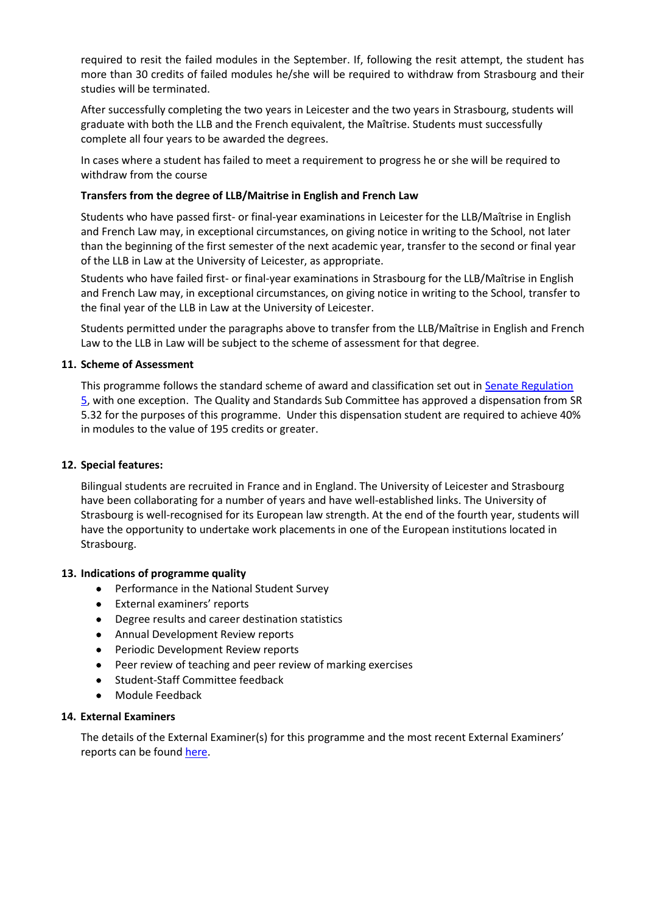required to resit the failed modules in the September. If, following the resit attempt, the student has more than 30 credits of failed modules he/she will be required to withdraw from Strasbourg and their studies will be terminated.

After successfully completing the two years in Leicester and the two years in Strasbourg, students will graduate with both the LLB and the French equivalent, the Maîtrise. Students must successfully complete all four years to be awarded the degrees.

In cases where a student has failed to meet a requirement to progress he or she will be required to withdraw from the course

**Transfers from the degree of LLB/Maitrise in English and French Law**

Students who have passed first- or final-year examinations in Leicester for the LLB/Maîtrise in English and French Law may, in exceptional circumstances, on giving notice in writing to the School, not later than the beginning of the first semester of the next academic year, transfer to the second or final year of the LLB in Law at the University of Leicester, as appropriate.

Students who have failed first- or final-year examinations in Strasbourg for the LLB/Maîtrise in English and French Law may, in exceptional circumstances, on giving notice in writing to the School, transfer to the final year of the LLB in Law at the University of Leicester.

Students permitted under the paragraphs above to transfer from the LLB/Maîtrise in English and French Law to the LLB in Law will be subject to the scheme of assessment for that degree.

## 11. Scheme of Assessment

This programme follows the standard scheme of award and classification set out in Senate Regulation 5, with one exception. The Quality and Standards Sub Committee has approved a dispensation from SR 5.32 for the purposes of this programme. Under this dispensation student are required to achieve 40% in modules to the value of 195 credits or greater.

## 12. Special features:

Bilingual students are recruited in France and in England. The University of Leicester and Strasbourg have been collaborating for a number of years and have well-established links. The University of Strasbourg is well-recognised for its European law strength. At the end of the fourth year, students will have the opportunity to undertake work placements in one of the European institutions located in Strasbourg.

## 13. Indications of programme quality

- Performance in the National Student Survey
- External examiners' reports
- Degree results and career destination statistics
- Annual Development Review reports
- Periodic Development Review reports
- Peer review of teaching and peer review of marking exercises
- Student-Staff Committee feedback
- Module Feedback

## 14. External Examiners

The details of the External Examiner(s) for this programme and the most recent External Examiners' reports can be found here.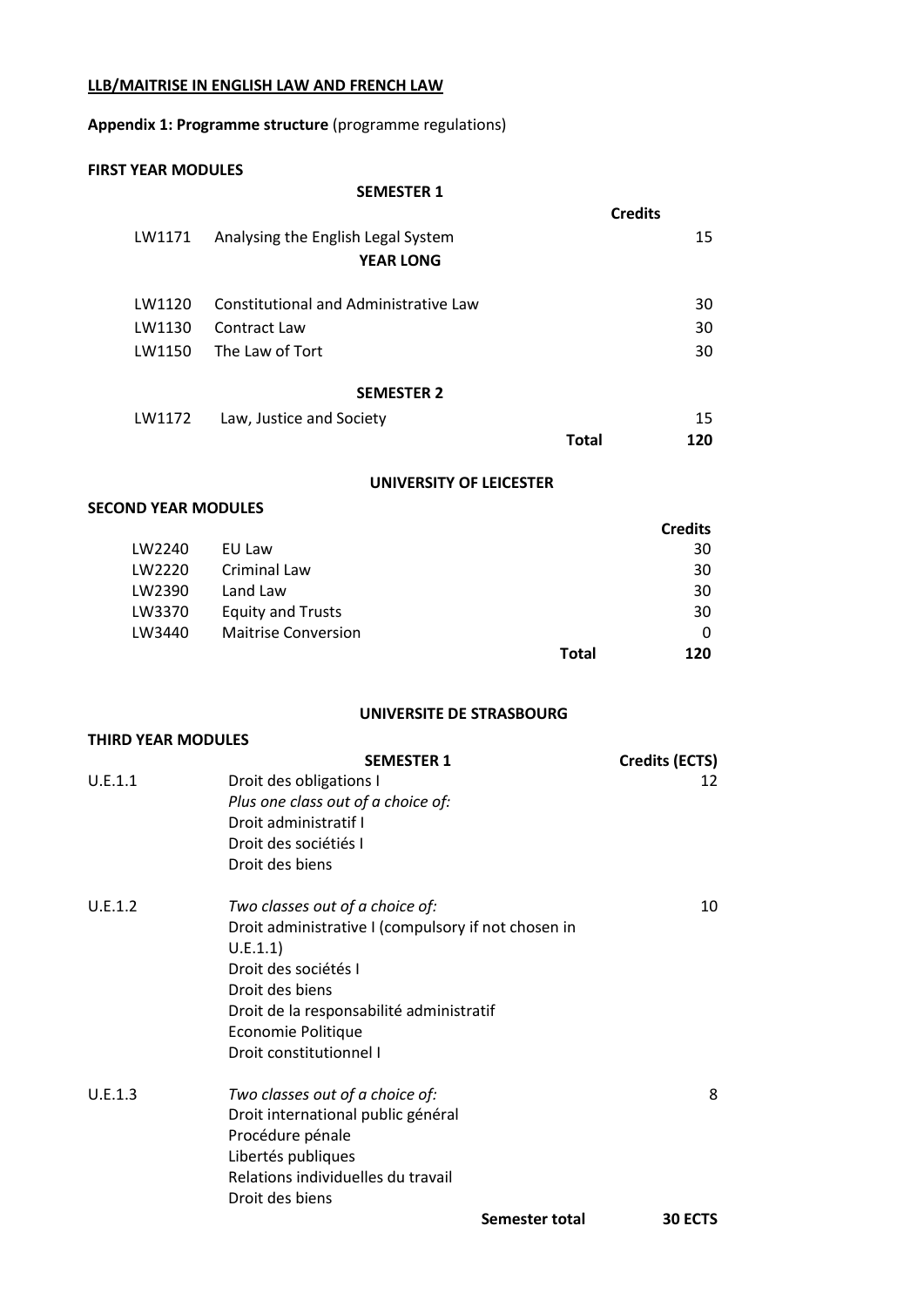**LLB/MAITRISE IN ENGLISH LAW AND FRENCH LAW**

**Appendix 1: Programme structure** (programme regulations)

**FIRST YEAR MODULES**

| | **SEMESTER 1** | **Credits** |
|---|---|---|
| LW1171 | Analysing the English Legal System | 15 |
| | **YEAR LONG** | |
| LW1120 | Constitutional and Administrative Law | 30 |
| LW1130 | Contract Law | 30 |
| LW1150 | The Law of Tort | 30 |
| | **SEMESTER 2** | |
| LW1172 | Law, Justice and Society | 15 |
| | **Total** | **120** |

**UNIVERSITY OF LEICESTER**

**SECOND YEAR MODULES**

| | | **Credits** |
|---|---|---|
| LW2240 | EU Law | 30 |
| LW2220 | Criminal Law | 30 |
| LW2390 | Land Law | 30 |
| LW3370 | Equity and Trusts | 30 |
| LW3440 | Maitrise Conversion | 0 |
| | **Total** | **120** |

**UNIVERSITE DE STRASBOURG**

**THIRD YEAR MODULES**

| | **SEMESTER 1** | **Credits (ECTS)** |
|---|---|---|
| U.E.1.1 | Droit des obligations I<br>*Plus one class out of a choice of:*<br>Droit administratif I<br>Droit des sociétiés I<br>Droit des biens | 12 |
| U.E.1.2 | *Two classes out of a choice of:*<br>Droit administrative I (compulsory if not chosen in U.E.1.1)<br>Droit des sociétés I<br>Droit des biens<br>Droit de la responsabilité administratif<br>Economie Politique<br>Droit constitutionnel I | 10 |
| U.E.1.3 | *Two classes out of a choice of:*<br>Droit international public général<br>Procédure pénale<br>Libertés publiques<br>Relations individuelles du travail<br>Droit des biens | 8 |
| | **Semester total** | **30 ECTS** |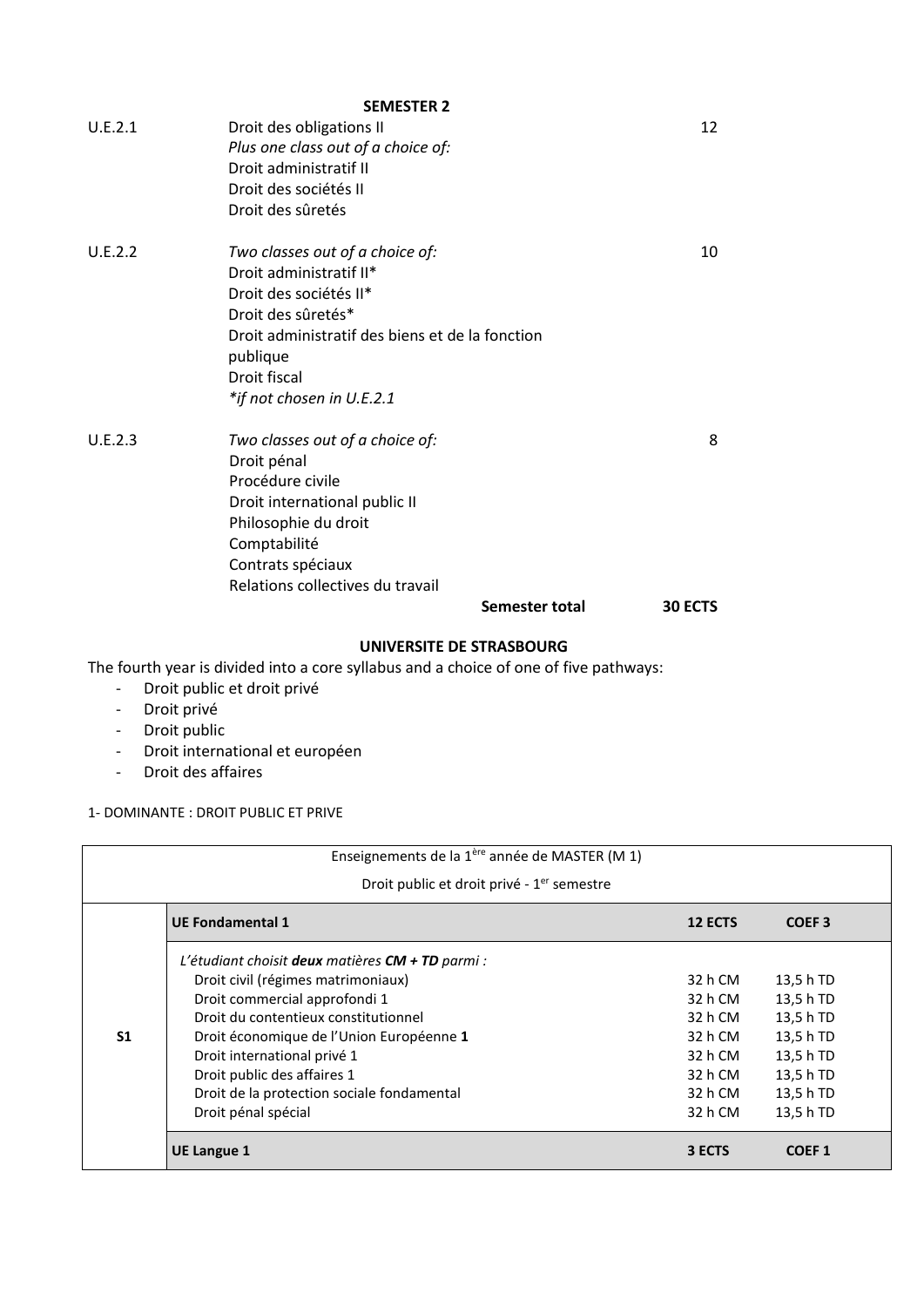**SEMESTER 2**

| | | |
|---|---|---|
| U.E.2.1 | Droit des obligations II<br>*Plus one class out of a choice of:*<br>Droit administratif II<br>Droit des sociétés II<br>Droit des sûretés | 12 |
| U.E.2.2 | *Two classes out of a choice of:*<br>Droit administratif II*<br>Droit des sociétés II*<br>Droit des sûretés*<br>Droit administratif des biens et de la fonction publique<br>Droit fiscal<br>**if not chosen in U.E.2.1* | 10 |
| U.E.2.3 | *Two classes out of a choice of:*<br>Droit pénal<br>Procédure civile<br>Droit international public II<br>Philosophie du droit<br>Comptabilité<br>Contrats spéciaux<br>Relations collectives du travail | 8 |
| | **Semester total** | **30 ECTS** |

**UNIVERSITE DE STRASBOURG**

The fourth year is divided into a core syllabus and a choice of one of five pathways:

- Droit public et droit privé
- Droit privé
- Droit public
- Droit international et européen
- Droit des affaires

1- DOMINANTE : DROIT PUBLIC ET PRIVE

| Enseignements de la 1[ère] année de MASTER (M 1)<br>Droit public et droit privé - 1[er] semestre | | | |
|---|---|---|---|
| | **UE Fondamental 1** | **12 ECTS** | **COEF 3** |
| **S1** | *L'étudiant choisit* ***deux*** *matières* ***CM + TD*** *parmi :* | | |
| | Droit civil (régimes matrimoniaux) | 32 h CM | 13,5 h TD |
| | Droit commercial approfondi 1 | 32 h CM | 13,5 h TD |
| | Droit du contentieux constitutionnel | 32 h CM | 13,5 h TD |
| | Droit économique de l'Union Européenne **1** | 32 h CM | 13,5 h TD |
| | Droit international privé 1 | 32 h CM | 13,5 h TD |
| | Droit public des affaires 1 | 32 h CM | 13,5 h TD |
| | Droit de la protection sociale fondamental | 32 h CM | 13,5 h TD |
| | Droit pénal spécial | 32 h CM | 13,5 h TD |
| | **UE Langue 1** | **3 ECTS** | **COEF 1** |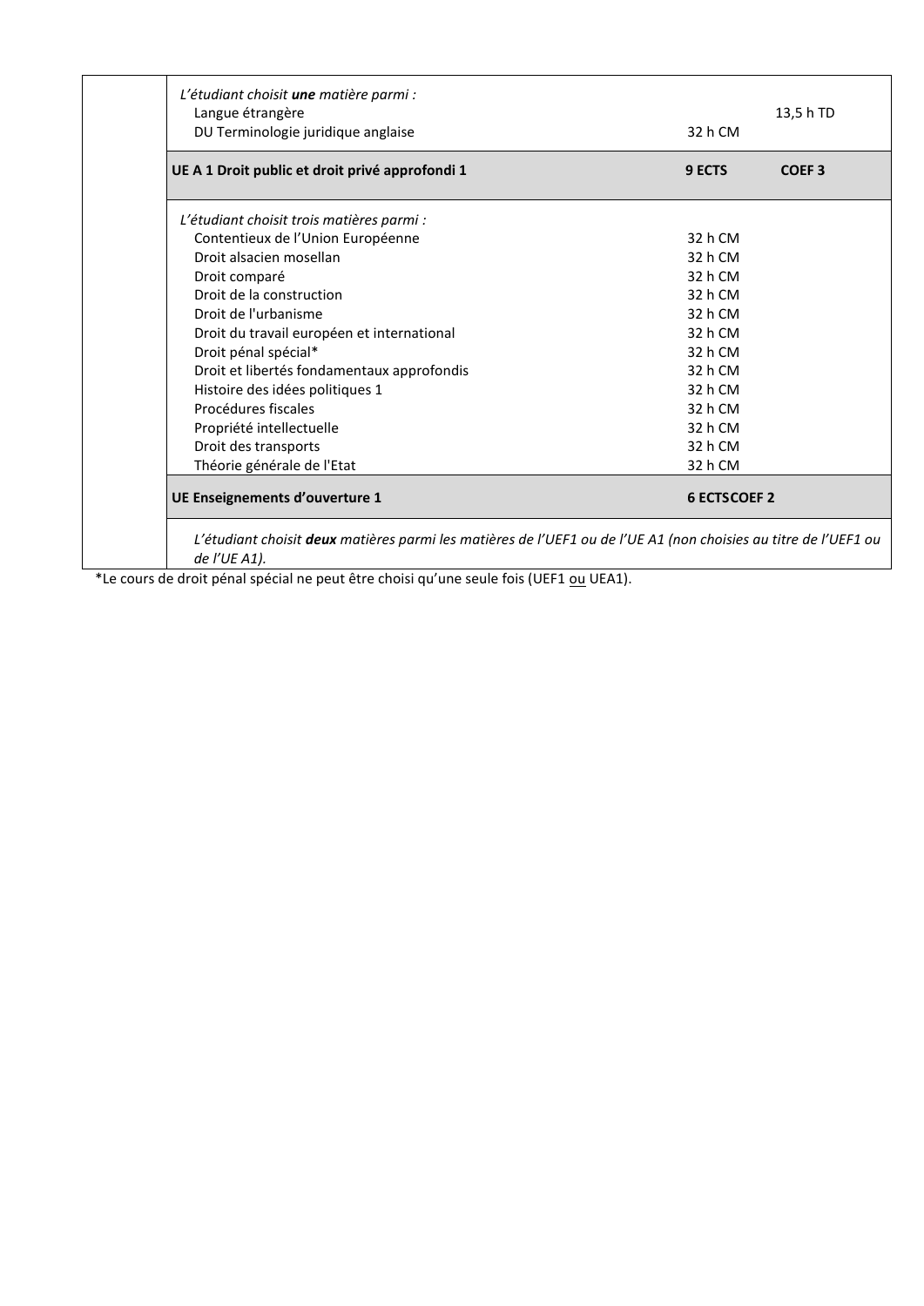| | | | |
|---|---|---|---|
| | *L'étudiant choisit **une** matière parmi :* | | |
| | Langue étrangère | | 13,5 h TD |
| | DU Terminologie juridique anglaise | 32 h CM | |
| | **UE A 1 Droit public et droit privé approfondi 1** | **9 ECTS** | **COEF 3** |
| | *L'étudiant choisit trois matières parmi :* | | |
| | Contentieux de l'Union Européenne | 32 h CM | |
| | Droit alsacien mosellan | 32 h CM | |
| | Droit comparé | 32 h CM | |
| | Droit de la construction | 32 h CM | |
| | Droit de l'urbanisme | 32 h CM | |
| | Droit du travail européen et international | 32 h CM | |
| | Droit pénal spécial* | 32 h CM | |
| | Droit et libertés fondamentaux approfondis | 32 h CM | |
| | Histoire des idées politiques 1 | 32 h CM | |
| | Procédures fiscales | 32 h CM | |
| | Propriété intellectuelle | 32 h CM | |
| | Droit des transports | 32 h CM | |
| | Théorie générale de l'Etat | 32 h CM | |
| | **UE Enseignements d'ouverture 1** | **6 ECTS** | **COEF 2** |
| | *L'étudiant choisit **deux** matières parmi les matières de l'UEF1 ou de l'UE A1 (non choisies au titre de l'UEF1 ou de l'UE A1).* | | |

*Le cours de droit pénal spécial ne peut être choisi qu'une seule fois (UEF1 ou UEA1).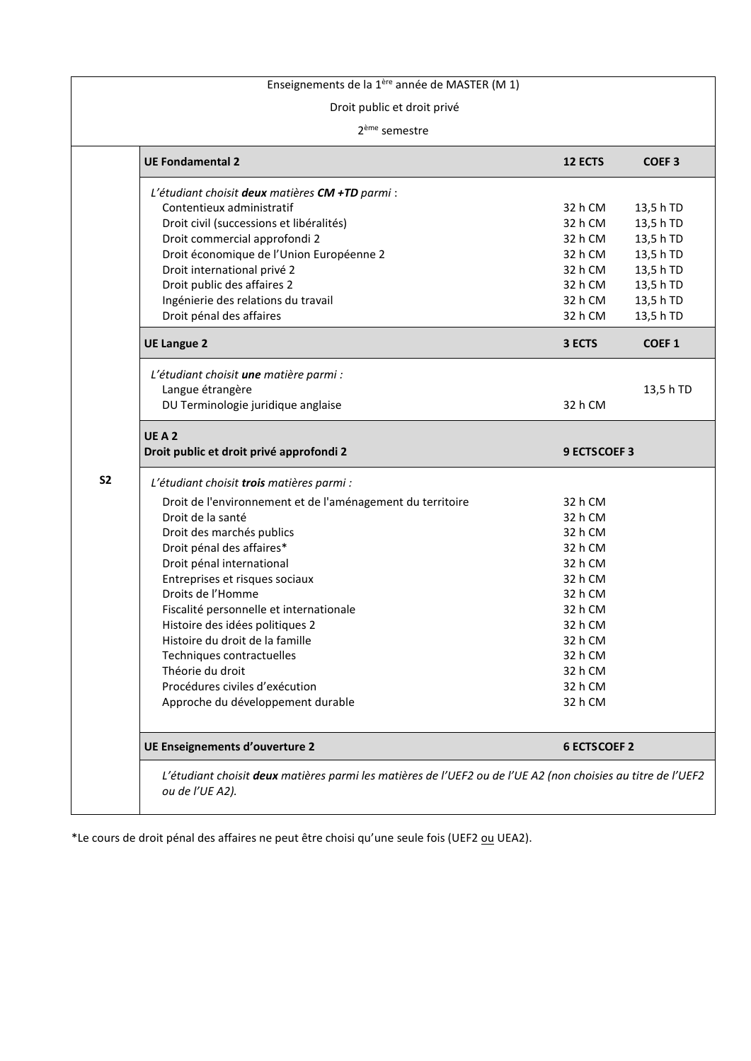| Enseignements de la 1ère année de MASTER (M 1) | | | |
|---|---|---|---|
| Droit public et droit privé | | | |
| 2ème semestre | | | |
| **S2** | **UE Fondamental 2** | **12 ECTS** | **COEF 3** |
| | *L'étudiant choisit* ***deux*** *matières* ***CM +TD*** *parmi* : | | |
| | Contentieux administratif | 32 h CM | 13,5 h TD |
| | Droit civil (successions et libéralités) | 32 h CM | 13,5 h TD |
| | Droit commercial approfondi 2 | 32 h CM | 13,5 h TD |
| | Droit économique de l'Union Européenne 2 | 32 h CM | 13,5 h TD |
| | Droit international privé 2 | 32 h CM | 13,5 h TD |
| | Droit public des affaires 2 | 32 h CM | 13,5 h TD |
| | Ingénierie des relations du travail | 32 h CM | 13,5 h TD |
| | Droit pénal des affaires | 32 h CM | 13,5 h TD |
| | **UE Langue 2** | **3 ECTS** | **COEF 1** |
| | *L'étudiant choisit* ***une*** *matière parmi :* | | |
| | Langue étrangère | | 13,5 h TD |
| | DU Terminologie juridique anglaise | 32 h CM | |
| | **UE A 2**<br>**Droit public et droit privé approfondi 2** | **9 ECTS** | **COEF 3** |
| | *L'étudiant choisit* ***trois*** *matières parmi :* | | |
| | Droit de l'environnement et de l'aménagement du territoire | 32 h CM | |
| | Droit de la santé | 32 h CM | |
| | Droit des marchés publics | 32 h CM | |
| | Droit pénal des affaires* | 32 h CM | |
| | Droit pénal international | 32 h CM | |
| | Entreprises et risques sociaux | 32 h CM | |
| | Droits de l'Homme | 32 h CM | |
| | Fiscalité personnelle et internationale | 32 h CM | |
| | Histoire des idées politiques 2 | 32 h CM | |
| | Histoire du droit de la famille | 32 h CM | |
| | Techniques contractuelles | 32 h CM | |
| | Théorie du droit | 32 h CM | |
| | Procédures civiles d'exécution | 32 h CM | |
| | Approche du développement durable | 32 h CM | |
| | **UE Enseignements d'ouverture 2** | **6 ECTS** | **COEF 2** |
| | *L'étudiant choisit* ***deux*** *matières parmi les matières de l'UEF2 ou de l'UE A2 (non choisies au titre de l'UEF2 ou de l'UE A2).* | | |

*Le cours de droit pénal des affaires ne peut être choisi qu'une seule fois (UEF2 ou UEA2).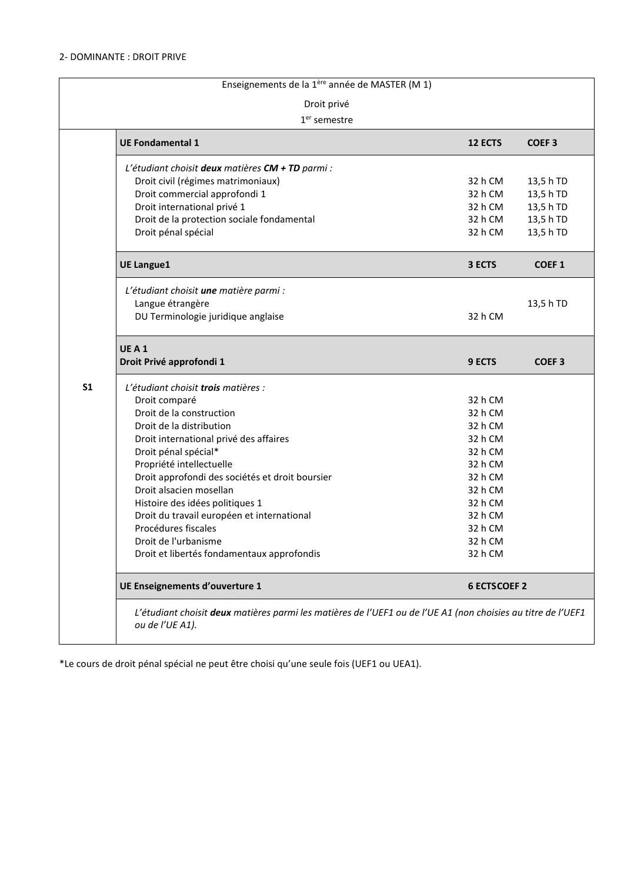2- DOMINANTE : DROIT PRIVE

| Enseignements de la 1ère année de MASTER (M 1) | | | |
|---|---|---|---|
| Droit privé | | | |
| 1er semestre | | | |
| S1 | **UE Fondamental 1** | **12 ECTS** | **COEF 3** |
| | *L'étudiant choisit **deux** matières **CM + TD** parmi :* | | |
| | Droit civil (régimes matrimoniaux) | 32 h CM | 13,5 h TD |
| | Droit commercial approfondi 1 | 32 h CM | 13,5 h TD |
| | Droit international privé 1 | 32 h CM | 13,5 h TD |
| | Droit de la protection sociale fondamental | 32 h CM | 13,5 h TD |
| | Droit pénal spécial | 32 h CM | 13,5 h TD |
| | **UE Langue1** | **3 ECTS** | **COEF 1** |
| | *L'étudiant choisit **une** matière parmi :* | | |
| | Langue étrangère | | 13,5 h TD |
| | DU Terminologie juridique anglaise | 32 h CM | |
| | **UE A 1**<br>**Droit Privé approfondi 1** | **9 ECTS** | **COEF 3** |
| | *L'étudiant choisit **trois** matières :* | | |
| | Droit comparé | 32 h CM | |
| | Droit de la construction | 32 h CM | |
| | Droit de la distribution | 32 h CM | |
| | Droit international privé des affaires | 32 h CM | |
| | Droit pénal spécial* | 32 h CM | |
| | Propriété intellectuelle | 32 h CM | |
| | Droit approfondi des sociétés et droit boursier | 32 h CM | |
| | Droit alsacien mosellan | 32 h CM | |
| | Histoire des idées politiques 1 | 32 h CM | |
| | Droit du travail européen et international | 32 h CM | |
| | Procédures fiscales | 32 h CM | |
| | Droit de l'urbanisme | 32 h CM | |
| | Droit et libertés fondamentaux approfondis | 32 h CM | |
| | **UE Enseignements d'ouverture 1** | **6 ECTS** | **COEF 2** |
| | *L'étudiant choisit **deux** matières parmi les matières de l'UEF1 ou de l'UE A1 (non choisies au titre de l'UEF1 ou de l'UE A1).* | | |

*Le cours de droit pénal spécial ne peut être choisi qu'une seule fois (UEF1 ou UEA1).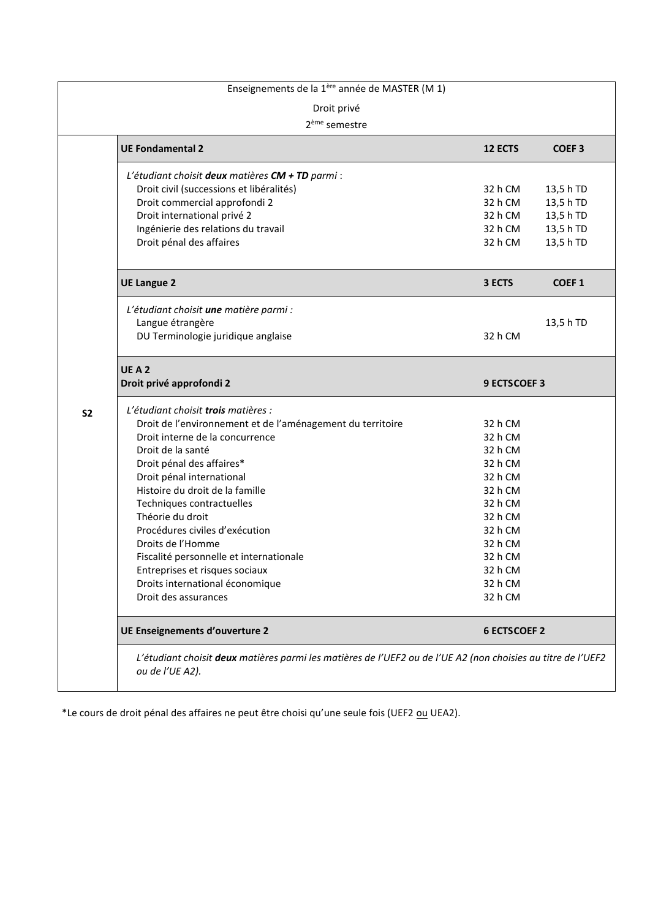Enseignements de la 1ère année de MASTER (M 1)

Droit privé

2ème semestre

| | | | |
|---|---|---|---|
| **S2** | **UE Fondamental 2** | **12 ECTS** | **COEF 3** |
| | *L'étudiant choisit* ***deux*** *matières* ***CM + TD*** *parmi* : | | |
| | Droit civil (successions et libéralités) | 32 h CM | 13,5 h TD |
| | Droit commercial approfondi 2 | 32 h CM | 13,5 h TD |
| | Droit international privé 2 | 32 h CM | 13,5 h TD |
| | Ingénierie des relations du travail | 32 h CM | 13,5 h TD |
| | Droit pénal des affaires | 32 h CM | 13,5 h TD |
| | **UE Langue 2** | **3 ECTS** | **COEF 1** |
| | *L'étudiant choisit* ***une*** *matière parmi :* | | |
| | Langue étrangère | | 13,5 h TD |
| | DU Terminologie juridique anglaise | 32 h CM | |
| | **UE A 2**<br>**Droit privé approfondi 2** | **9 ECTS** | **COEF 3** |
| | *L'étudiant choisit* ***trois*** *matières :* | | |
| | Droit de l'environnement et de l'aménagement du territoire | 32 h CM | |
| | Droit interne de la concurrence | 32 h CM | |
| | Droit de la santé | 32 h CM | |
| | Droit pénal des affaires* | 32 h CM | |
| | Droit pénal international | 32 h CM | |
| | Histoire du droit de la famille | 32 h CM | |
| | Techniques contractuelles | 32 h CM | |
| | Théorie du droit | 32 h CM | |
| | Procédures civiles d'exécution | 32 h CM | |
| | Droits de l'Homme | 32 h CM | |
| | Fiscalité personnelle et internationale | 32 h CM | |
| | Entreprises et risques sociaux | 32 h CM | |
| | Droits international économique | 32 h CM | |
| | Droit des assurances | 32 h CM | |
| | **UE Enseignements d'ouverture 2** | **6 ECTS** | **COEF 2** |
| | *L'étudiant choisit* ***deux*** *matières parmi les matières de l'UEF2 ou de l'UE A2 (non choisies au titre de l'UEF2 ou de l'UE A2).* | | |

*Le cours de droit pénal des affaires ne peut être choisi qu'une seule fois (UEF2 ou UEA2).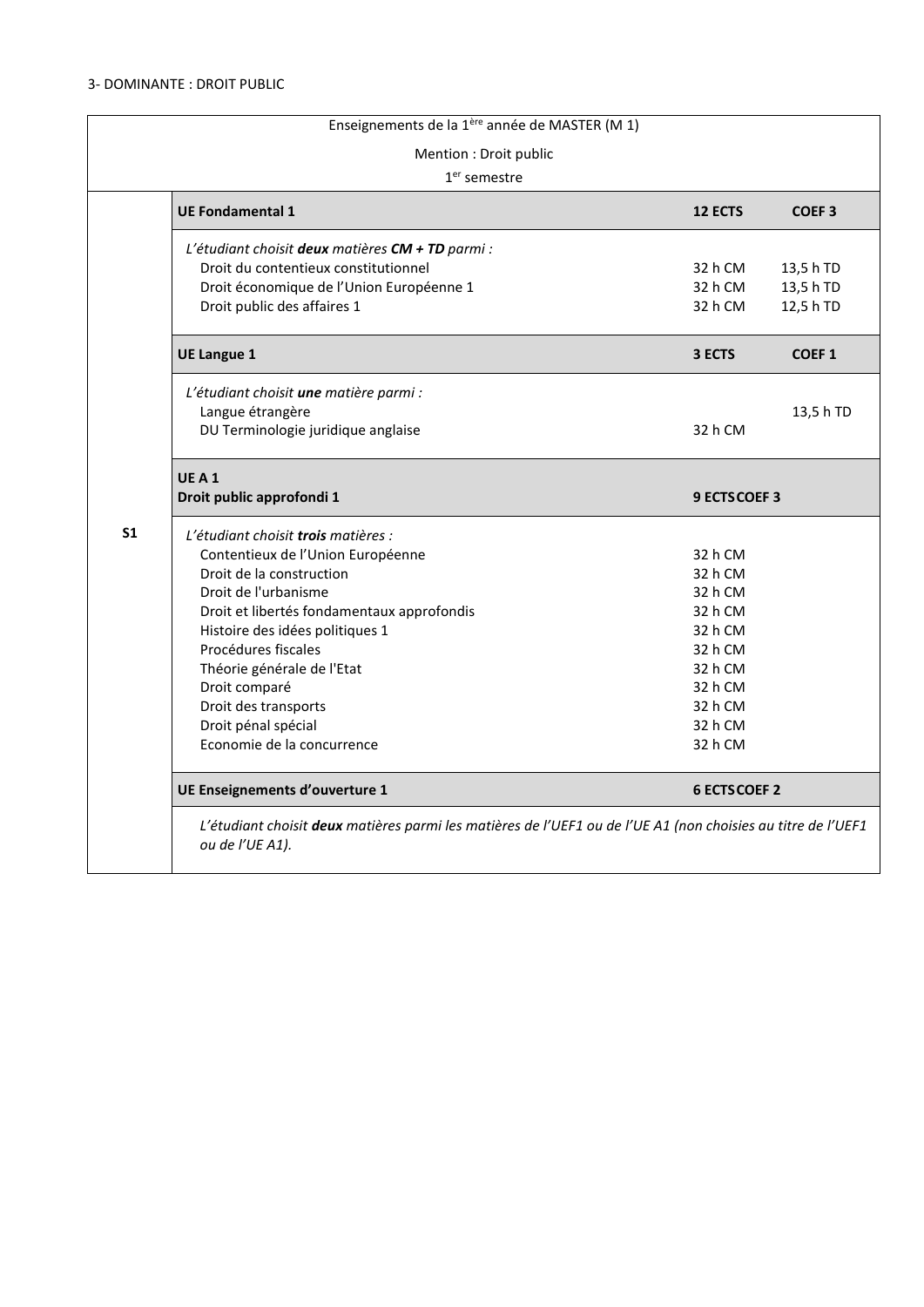3- DOMINANTE : DROIT PUBLIC

| | Enseignements de la 1ère année de MASTER (M 1)<br>Mention : Droit public<br>1er semestre | | |
|---|---|---|---|
| S1 | **UE Fondamental 1** | **12 ECTS** | **COEF 3** |
| | *L'étudiant choisit **deux** matières **CM + TD** parmi :* | | |
| | Droit du contentieux constitutionnel | 32 h CM | 13,5 h TD |
| | Droit économique de l'Union Européenne 1 | 32 h CM | 13,5 h TD |
| | Droit public des affaires 1 | 32 h CM | 12,5 h TD |
| | **UE Langue 1** | **3 ECTS** | **COEF 1** |
| | *L'étudiant choisit **une** matière parmi :* | | |
| | Langue étrangère | | 13,5 h TD |
| | DU Terminologie juridique anglaise | 32 h CM | |
| | **UE A 1**<br>**Droit public approfondi 1** | **9 ECTS** | **COEF 3** |
| | *L'étudiant choisit **trois** matières :* | | |
| | Contentieux de l'Union Européenne | 32 h CM | |
| | Droit de la construction | 32 h CM | |
| | Droit de l'urbanisme | 32 h CM | |
| | Droit et libertés fondamentaux approfondis | 32 h CM | |
| | Histoire des idées politiques 1 | 32 h CM | |
| | Procédures fiscales | 32 h CM | |
| | Théorie générale de l'Etat | 32 h CM | |
| | Droit comparé | 32 h CM | |
| | Droit des transports | 32 h CM | |
| | Droit pénal spécial | 32 h CM | |
| | Economie de la concurrence | 32 h CM | |
| | **UE Enseignements d'ouverture 1** | **6 ECTS** | **COEF 2** |
| | *L'étudiant choisit **deux** matières parmi les matières de l'UEF1 ou de l'UE A1 (non choisies au titre de l'UEF1 ou de l'UE A1).* | | |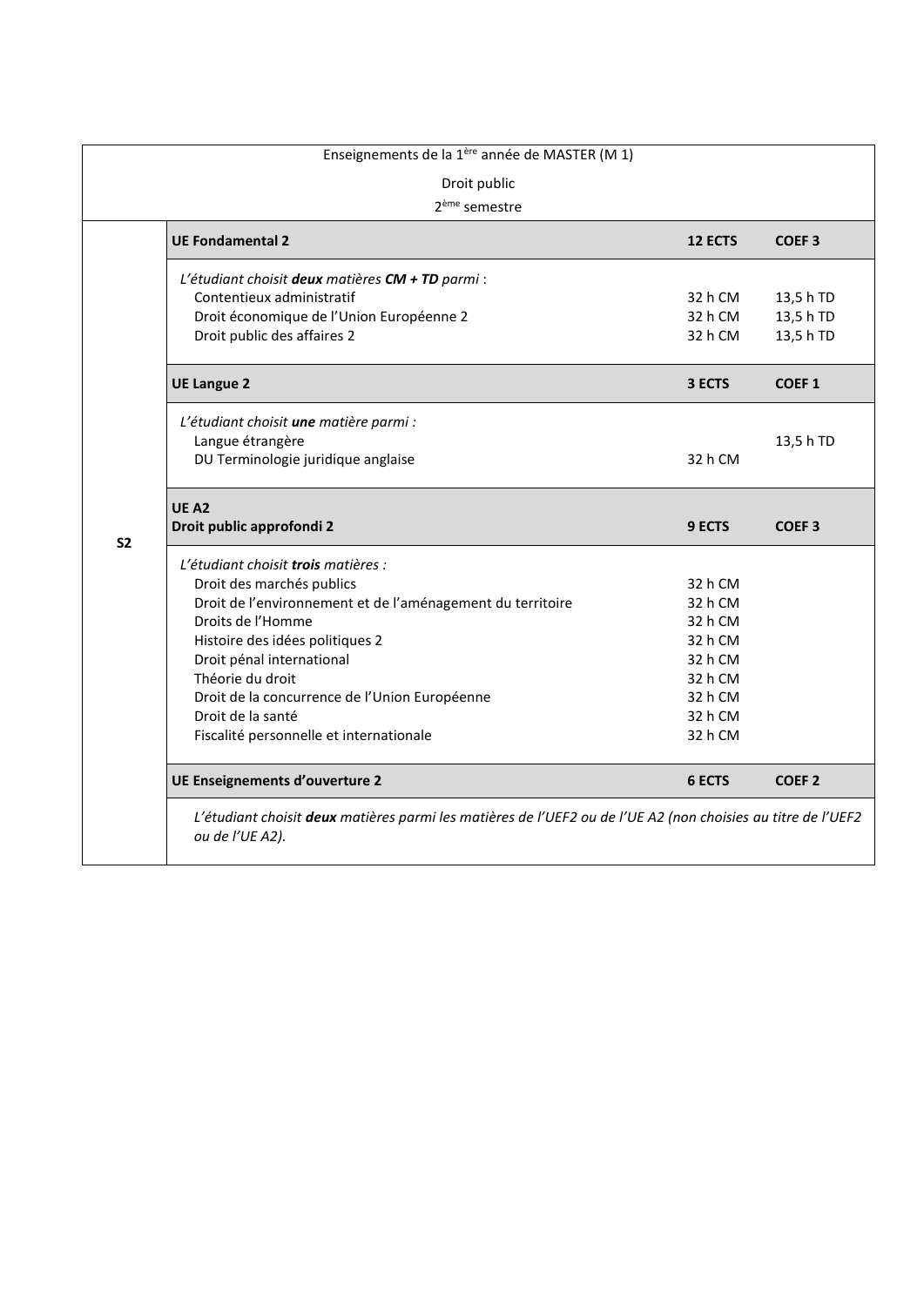| Enseignements de la 1ère année de MASTER (M 1)<br>Droit public<br>2ème semestre | | | |
|---|---|---|---|
| S2 | **UE Fondamental 2** | **12 ECTS** | **COEF 3** |
| | *L'étudiant choisit* ***deux*** *matières* ***CM + TD*** *parmi* : | | |
| | Contentieux administratif | 32 h CM | 13,5 h TD |
| | Droit économique de l'Union Européenne 2 | 32 h CM | 13,5 h TD |
| | Droit public des affaires 2 | 32 h CM | 13,5 h TD |
| | **UE Langue 2** | **3 ECTS** | **COEF 1** |
| | *L'étudiant choisit* ***une*** *matière parmi :* | | |
| | Langue étrangère | | 13,5 h TD |
| | DU Terminologie juridique anglaise | 32 h CM | |
| | **UE A2**<br>**Droit public approfondi 2** | **9 ECTS** | **COEF 3** |
| | *L'étudiant choisit* ***trois*** *matières :* | | |
| | Droit des marchés publics | 32 h CM | |
| | Droit de l'environnement et de l'aménagement du territoire | 32 h CM | |
| | Droits de l'Homme | 32 h CM | |
| | Histoire des idées politiques 2 | 32 h CM | |
| | Droit pénal international | 32 h CM | |
| | Théorie du droit | 32 h CM | |
| | Droit de la concurrence de l'Union Européenne | 32 h CM | |
| | Droit de la santé | 32 h CM | |
| | Fiscalité personnelle et internationale | 32 h CM | |
| | **UE Enseignements d'ouverture 2** | **6 ECTS** | **COEF 2** |
| | *L'étudiant choisit* ***deux*** *matières parmi les matières de l'UEF2 ou de l'UE A2 (non choisies au titre de l'UEF2 ou de l'UE A2).* | | |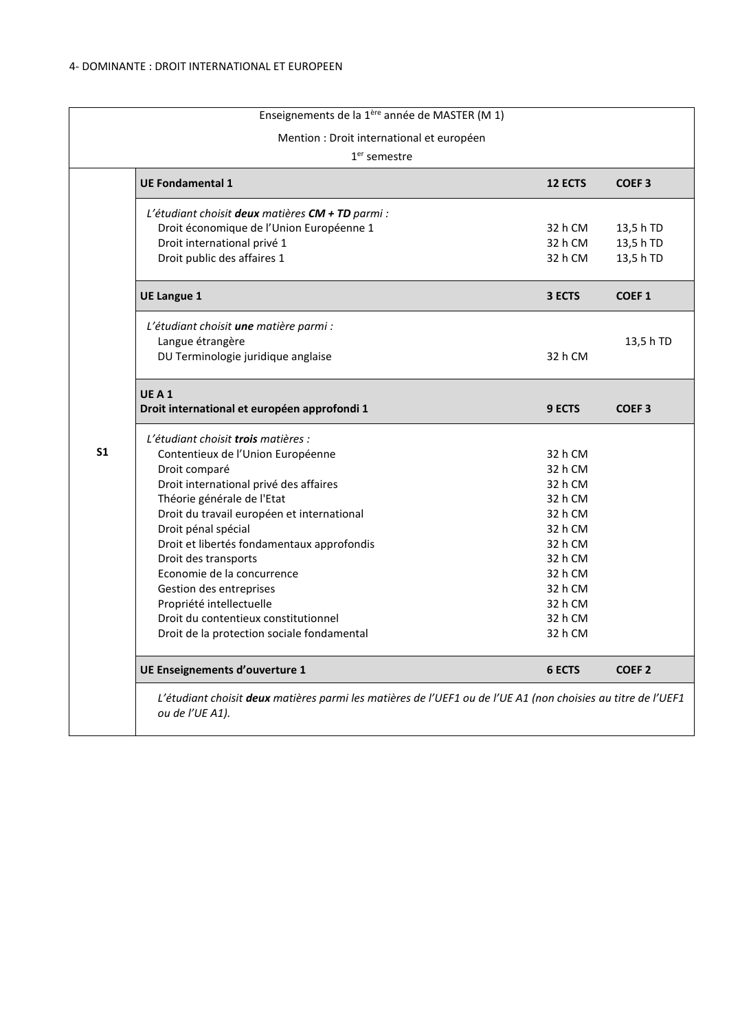4- DOMINANTE : DROIT INTERNATIONAL ET EUROPEEN

| Enseignements de la 1ère année de MASTER (M 1)<br>Mention : Droit international et européen<br>1er semestre | | | |
|---|---|---|---|
| S1 | **UE Fondamental 1** | **12 ECTS** | **COEF 3** |
| | *L'étudiant choisit **deux** matières **CM + TD** parmi :* | | |
| | Droit économique de l'Union Européenne 1 | 32 h CM | 13,5 h TD |
| | Droit international privé 1 | 32 h CM | 13,5 h TD |
| | Droit public des affaires 1 | 32 h CM | 13,5 h TD |
| | **UE Langue 1** | **3 ECTS** | **COEF 1** |
| | *L'étudiant choisit **une** matière parmi :* | | |
| | Langue étrangère | | 13,5 h TD |
| | DU Terminologie juridique anglaise | 32 h CM | |
| | **UE A 1**<br>**Droit international et européen approfondi 1** | **9 ECTS** | **COEF 3** |
| | *L'étudiant choisit **trois** matières :* | | |
| | Contentieux de l'Union Européenne | 32 h CM | |
| | Droit comparé | 32 h CM | |
| | Droit international privé des affaires | 32 h CM | |
| | Théorie générale de l'Etat | 32 h CM | |
| | Droit du travail européen et international | 32 h CM | |
| | Droit pénal spécial | 32 h CM | |
| | Droit et libertés fondamentaux approfondis | 32 h CM | |
| | Droit des transports | 32 h CM | |
| | Economie de la concurrence | 32 h CM | |
| | Gestion des entreprises | 32 h CM | |
| | Propriété intellectuelle | 32 h CM | |
| | Droit du contentieux constitutionnel | 32 h CM | |
| | Droit de la protection sociale fondamental | 32 h CM | |
| | **UE Enseignements d'ouverture 1** | **6 ECTS** | **COEF 2** |
| | *L'étudiant choisit **deux** matières parmi les matières de l'UEF1 ou de l'UE A1 (non choisies au titre de l'UEF1 ou de l'UE A1).* | | |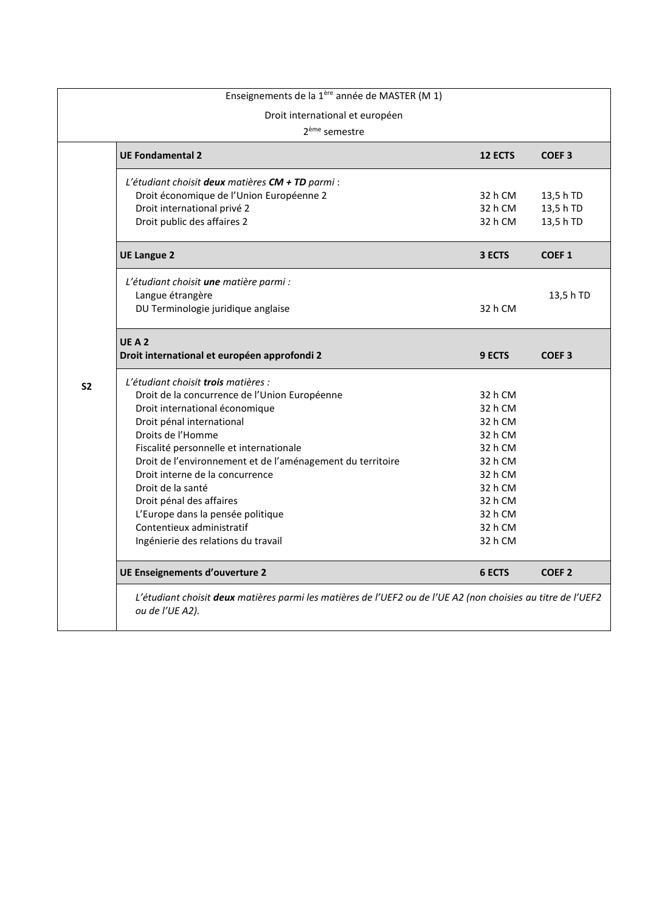| Enseignements de la 1ère année de MASTER (M 1)<br>Droit international et européen<br>2ème semestre | | | |
|---|---|---|---|
| **S2** | **UE Fondamental 2** | **12 ECTS** | **COEF 3** |
| | *L'étudiant choisit **deux** matières **CM + TD** parmi* : | | |
| | Droit économique de l'Union Européenne 2 | 32 h CM | 13,5 h TD |
| | Droit international privé 2 | 32 h CM | 13,5 h TD |
| | Droit public des affaires 2 | 32 h CM | 13,5 h TD |
| | **UE Langue 2** | **3 ECTS** | **COEF 1** |
| | *L'étudiant choisit **une** matière parmi :* | | |
| | Langue étrangère | | 13,5 h TD |
| | DU Terminologie juridique anglaise | 32 h CM | |
| | **UE A 2**<br>**Droit international et européen approfondi 2** | **9 ECTS** | **COEF 3** |
| | *L'étudiant choisit **trois** matières :* | | |
| | Droit de la concurrence de l'Union Européenne | 32 h CM | |
| | Droit international économique | 32 h CM | |
| | Droit pénal international | 32 h CM | |
| | Droits de l'Homme | 32 h CM | |
| | Fiscalité personnelle et internationale | 32 h CM | |
| | Droit de l'environnement et de l'aménagement du territoire | 32 h CM | |
| | Droit interne de la concurrence | 32 h CM | |
| | Droit de la santé | 32 h CM | |
| | Droit pénal des affaires | 32 h CM | |
| | L'Europe dans la pensée politique | 32 h CM | |
| | Contentieux administratif | 32 h CM | |
| | Ingénierie des relations du travail | 32 h CM | |
| | **UE Enseignements d'ouverture 2** | **6 ECTS** | **COEF 2** |
| | *L'étudiant choisit **deux** matières parmi les matières de l'UEF2 ou de l'UE A2 (non choisies au titre de l'UEF2 ou de l'UE A2).* | | |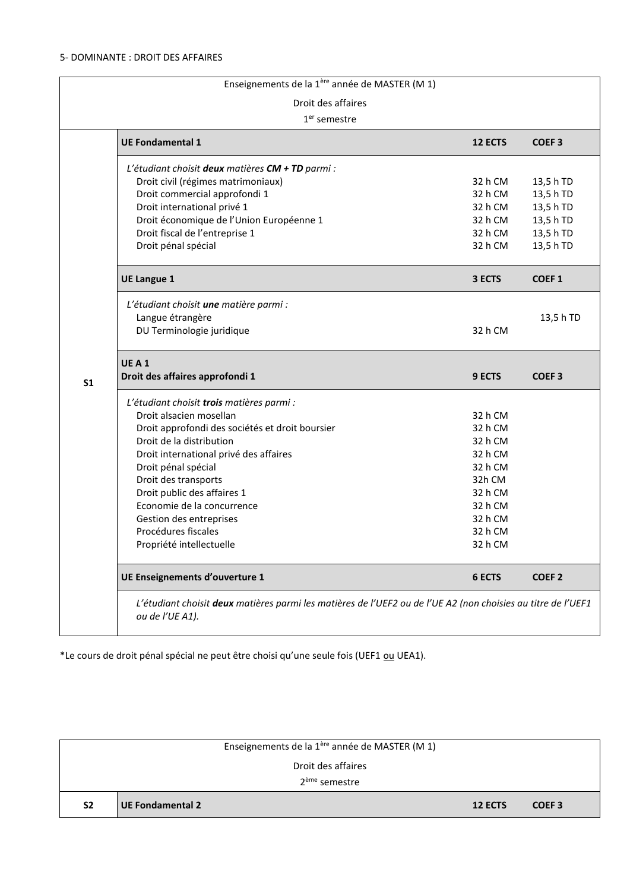5- DOMINANTE : DROIT DES AFFAIRES

| Enseignements de la 1ère année de MASTER (M 1)<br>Droit des affaires<br>1er semestre | | | |
|---|---|---|---|
| S1 | **UE Fondamental 1** | **12 ECTS** | **COEF 3** |
| | *L'étudiant choisit* ***deux*** *matières* ***CM + TD*** *parmi :* | | |
| | Droit civil (régimes matrimoniaux) | 32 h CM | 13,5 h TD |
| | Droit commercial approfondi 1 | 32 h CM | 13,5 h TD |
| | Droit international privé 1 | 32 h CM | 13,5 h TD |
| | Droit économique de l'Union Européenne 1 | 32 h CM | 13,5 h TD |
| | Droit fiscal de l'entreprise 1 | 32 h CM | 13,5 h TD |
| | Droit pénal spécial | 32 h CM | 13,5 h TD |
| | **UE Langue 1** | **3 ECTS** | **COEF 1** |
| | *L'étudiant choisit* ***une*** *matière parmi :* | | |
| | Langue étrangère | | 13,5 h TD |
| | DU Terminologie juridique | 32 h CM | |
| | **UE A 1**<br>**Droit des affaires approfondi 1** | **9 ECTS** | **COEF 3** |
| | *L'étudiant choisit* ***trois*** *matières parmi :* | | |
| | Droit alsacien mosellan | 32 h CM | |
| | Droit approfondi des sociétés et droit boursier | 32 h CM | |
| | Droit de la distribution | 32 h CM | |
| | Droit international privé des affaires | 32 h CM | |
| | Droit pénal spécial | 32 h CM | |
| | Droit des transports | 32h CM | |
| | Droit public des affaires 1 | 32 h CM | |
| | Economie de la concurrence | 32 h CM | |
| | Gestion des entreprises | 32 h CM | |
| | Procédures fiscales | 32 h CM | |
| | Propriété intellectuelle | 32 h CM | |
| | **UE Enseignements d'ouverture 1** | **6 ECTS** | **COEF 2** |
| | *L'étudiant choisit* ***deux*** *matières parmi les matières de l'UEF2 ou de l'UE A2 (non choisies au titre de l'UEF1 ou de l'UE A1).* | | |

*Le cours de droit pénal spécial ne peut être choisi qu'une seule fois (UEF1 ou UEA1).

| Enseignements de la 1ère année de MASTER (M 1)<br>Droit des affaires<br>2ème semestre | | | |
|---|---|---|---|
| **S2** | **UE Fondamental 2** | **12 ECTS** | **COEF 3** |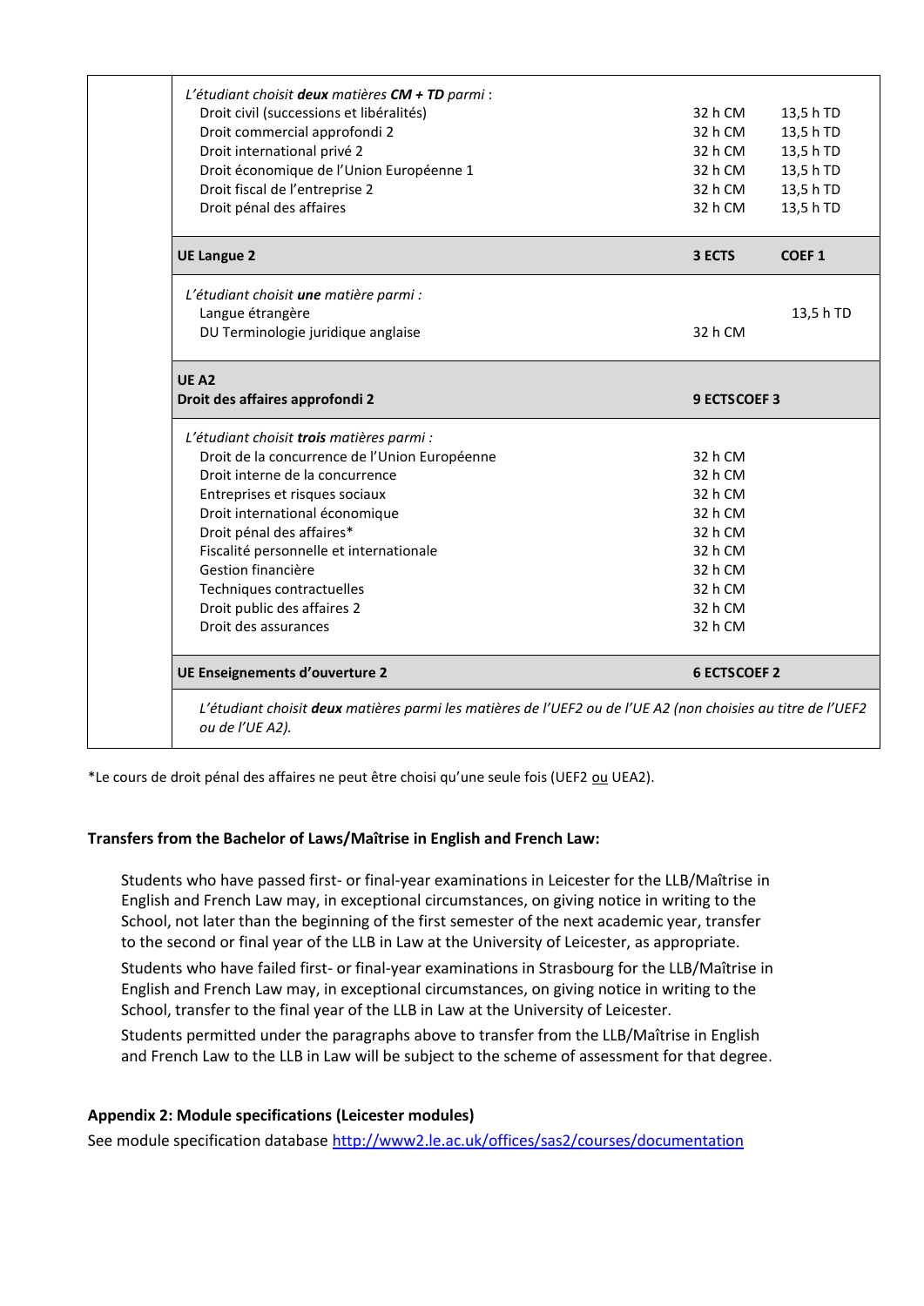| | | | |
|---|---|---|---|
| | *L'étudiant choisit **deux** matières **CM + TD** parmi* :<br>Droit civil (successions et libéralités)<br>Droit commercial approfondi 2<br>Droit international privé 2<br>Droit économique de l'Union Européenne 1<br>Droit fiscal de l'entreprise 2<br>Droit pénal des affaires | 32 h CM<br>32 h CM<br>32 h CM<br>32 h CM<br>32 h CM<br>32 h CM | 13,5 h TD<br>13,5 h TD<br>13,5 h TD<br>13,5 h TD<br>13,5 h TD<br>13,5 h TD |
| | **UE Langue 2** | **3 ECTS** | **COEF 1** |
| | *L'étudiant choisit **une** matière parmi :*<br>Langue étrangère<br>DU Terminologie juridique anglaise | <br><br>32 h CM | <br>13,5 h TD |
| | **UE A2**<br>**Droit des affaires approfondi 2** | **9 ECTSCOEF 3** | |
| | *L'étudiant choisit **trois** matières parmi :*<br>Droit de la concurrence de l'Union Européenne<br>Droit interne de la concurrence<br>Entreprises et risques sociaux<br>Droit international économique<br>Droit pénal des affaires*<br>Fiscalité personnelle et internationale<br>Gestion financière<br>Techniques contractuelles<br>Droit public des affaires 2<br>Droit des assurances | 32 h CM<br>32 h CM<br>32 h CM<br>32 h CM<br>32 h CM<br>32 h CM<br>32 h CM<br>32 h CM<br>32 h CM<br>32 h CM | |
| | **UE Enseignements d'ouverture 2** | **6 ECTSCOEF 2** | |
| | *L'étudiant choisit **deux** matières parmi les matières de l'UEF2 ou de l'UE A2 (non choisies au titre de l'UEF2 ou de l'UE A2).* | | |

*Le cours de droit pénal des affaires ne peut être choisi qu'une seule fois (UEF2 ou UEA2).

### Transfers from the Bachelor of Laws/Maîtrise in English and French Law:

Students who have passed first- or final-year examinations in Leicester for the LLB/Maîtrise in English and French Law may, in exceptional circumstances, on giving notice in writing to the School, not later than the beginning of the first semester of the next academic year, transfer to the second or final year of the LLB in Law at the University of Leicester, as appropriate.

Students who have failed first- or final-year examinations in Strasbourg for the LLB/Maîtrise in English and French Law may, in exceptional circumstances, on giving notice in writing to the School, transfer to the final year of the LLB in Law at the University of Leicester.

Students permitted under the paragraphs above to transfer from the LLB/Maîtrise in English and French Law to the LLB in Law will be subject to the scheme of assessment for that degree.

### Appendix 2: Module specifications (Leicester modules)

See module specification database http://www2.le.ac.uk/offices/sas2/courses/documentation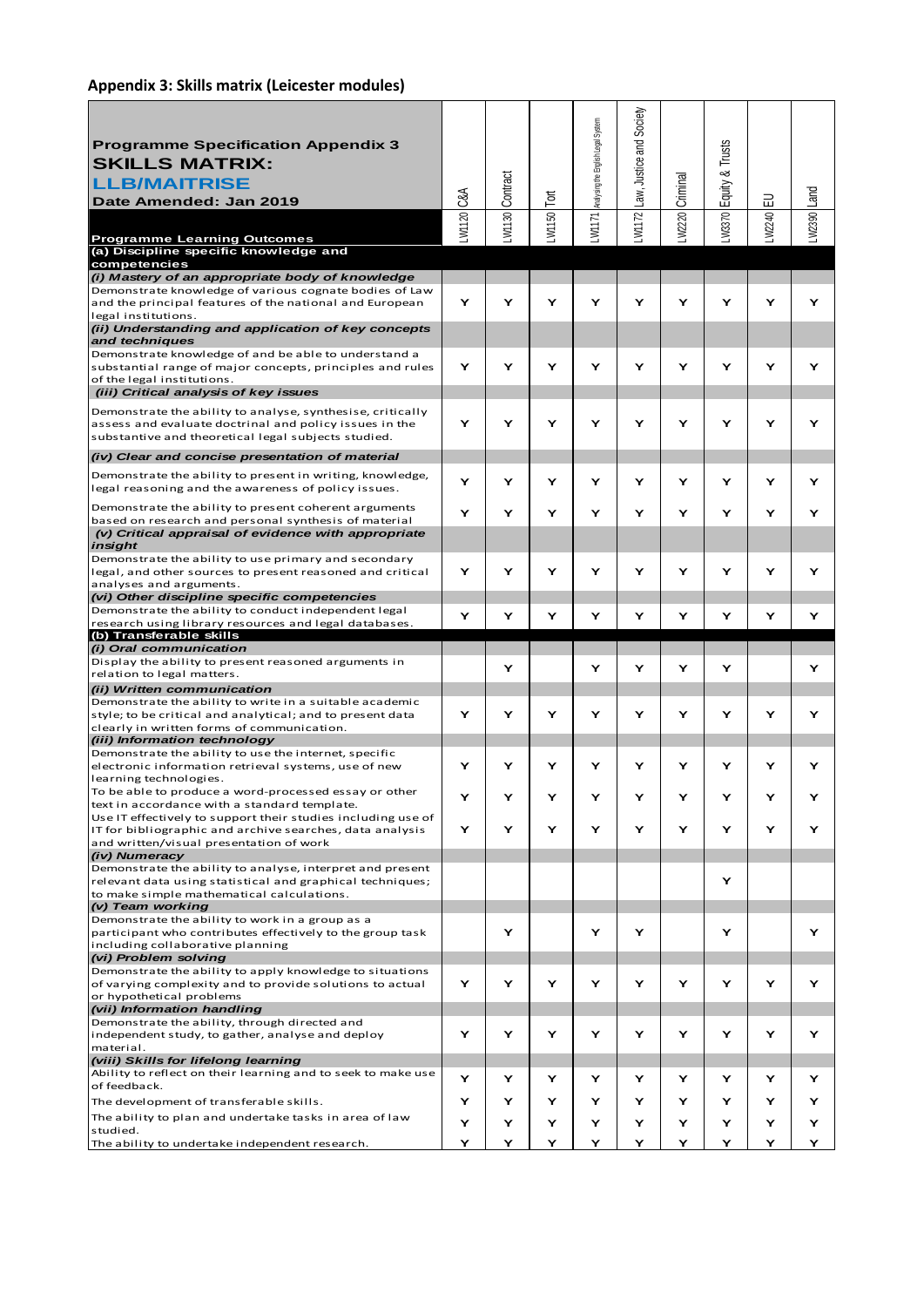## Appendix 3: Skills matrix (Leicester modules)

| Programme Specification Appendix 3<br>**SKILLS MATRIX:**<br>**LLB/MAITRISE**<br>Date Amended: Jan 2019 | C&A | Contract | Tort | Analysing the English Legal System | Law, Justice and Society | Criminal | Equity & Trusts | EU | Land |
|---|---|---|---|---|---|---|---|---|---|
| **Programme Learning Outcomes** | LW1120 | LW1130 | LW1150 | LW1171 | LW1172 | LW2220 | LW3370 | LW2240 | LW2390 |
| **(a) Discipline specific knowledge and competencies** | | | | | | | | | |
| ***(i) Mastery of an appropriate body of knowledge*** | | | | | | | | | |
| Demonstrate knowledge of various cognate bodies of Law and the principal features of the national and European legal institutions. | Y | Y | Y | Y | Y | Y | Y | Y | Y |
| ***(ii) Understanding and application of key concepts and techniques*** | | | | | | | | | |
| Demonstrate knowledge of and be able to understand a substantial range of major concepts, principles and rules of the legal institutions. | Y | Y | Y | Y | Y | Y | Y | Y | Y |
| ***(iii) Critical analysis of key issues*** | | | | | | | | | |
| Demonstrate the ability to analyse, synthesise, critically assess and evaluate doctrinal and policy issues in the substantive and theoretical legal subjects studied. | Y | Y | Y | Y | Y | Y | Y | Y | Y |
| ***(iv) Clear and concise presentation of material*** | | | | | | | | | |
| Demonstrate the ability to present in writing, knowledge, legal reasoning and the awareness of policy issues. | Y | Y | Y | Y | Y | Y | Y | Y | Y |
| Demonstrate the ability to present coherent arguments based on research and personal synthesis of material | Y | Y | Y | Y | Y | Y | Y | Y | Y |
| ***(v) Critical appraisal of evidence with appropriate insight*** | | | | | | | | | |
| Demonstrate the ability to use primary and secondary legal, and other sources to present reasoned and critical analyses and arguments. | Y | Y | Y | Y | Y | Y | Y | Y | Y |
| ***(vi) Other discipline specific competencies*** | | | | | | | | | |
| Demonstrate the ability to conduct independent legal research using library resources and legal databases. | Y | Y | Y | Y | Y | Y | Y | Y | Y |
| **(b) Transferable skills** | | | | | | | | | |
| ***(i) Oral communication*** | | | | | | | | | |
| Display the ability to present reasoned arguments in relation to legal matters. | | Y | | Y | Y | Y | Y | | Y |
| ***(ii) Written communication*** | | | | | | | | | |
| Demonstrate the ability to write in a suitable academic style; to be critical and analytical; and to present data clearly in written forms of communication. | Y | Y | Y | Y | Y | Y | Y | Y | Y |
| ***(iii) Information technology*** | | | | | | | | | |
| Demonstrate the ability to use the internet, specific electronic information retrieval systems, use of new learning technologies. | Y | Y | Y | Y | Y | Y | Y | Y | Y |
| To be able to produce a word-processed essay or other text in accordance with a standard template. | Y | Y | Y | Y | Y | Y | Y | Y | Y |
| Use IT effectively to support their studies including use of IT for bibliographic and archive searches, data analysis and written/visual presentation of work | Y | Y | Y | Y | Y | Y | Y | Y | Y |
| ***(iv) Numeracy*** | | | | | | | | | |
| Demonstrate the ability to analyse, interpret and present relevant data using statistical and graphical techniques; to make simple mathematical calculations. | | | | | | | Y | | |
| ***(v) Team working*** | | | | | | | | | |
| Demonstrate the ability to work in a group as a participant who contributes effectively to the group task including collaborative planning | | Y | | Y | Y | | Y | | Y |
| ***(vi) Problem solving*** | | | | | | | | | |
| Demonstrate the ability to apply knowledge to situations of varying complexity and to provide solutions to actual or hypothetical problems | Y | Y | Y | Y | Y | Y | Y | Y | Y |
| ***(vii) Information handling*** | | | | | | | | | |
| Demonstrate the ability, through directed and independent study, to gather, analyse and deploy material. | Y | Y | Y | Y | Y | Y | Y | Y | Y |
| ***(viii) Skills for lifelong learning*** | | | | | | | | | |
| Ability to reflect on their learning and to seek to make use of feedback. | Y | Y | Y | Y | Y | Y | Y | Y | Y |
| The development of transferable skills. | Y | Y | Y | Y | Y | Y | Y | Y | Y |
| The ability to plan and undertake tasks in area of law studied. | Y | Y | Y | Y | Y | Y | Y | Y | Y |
| The ability to undertake independent research. | Y | Y | Y | Y | Y | Y | Y | Y | Y |